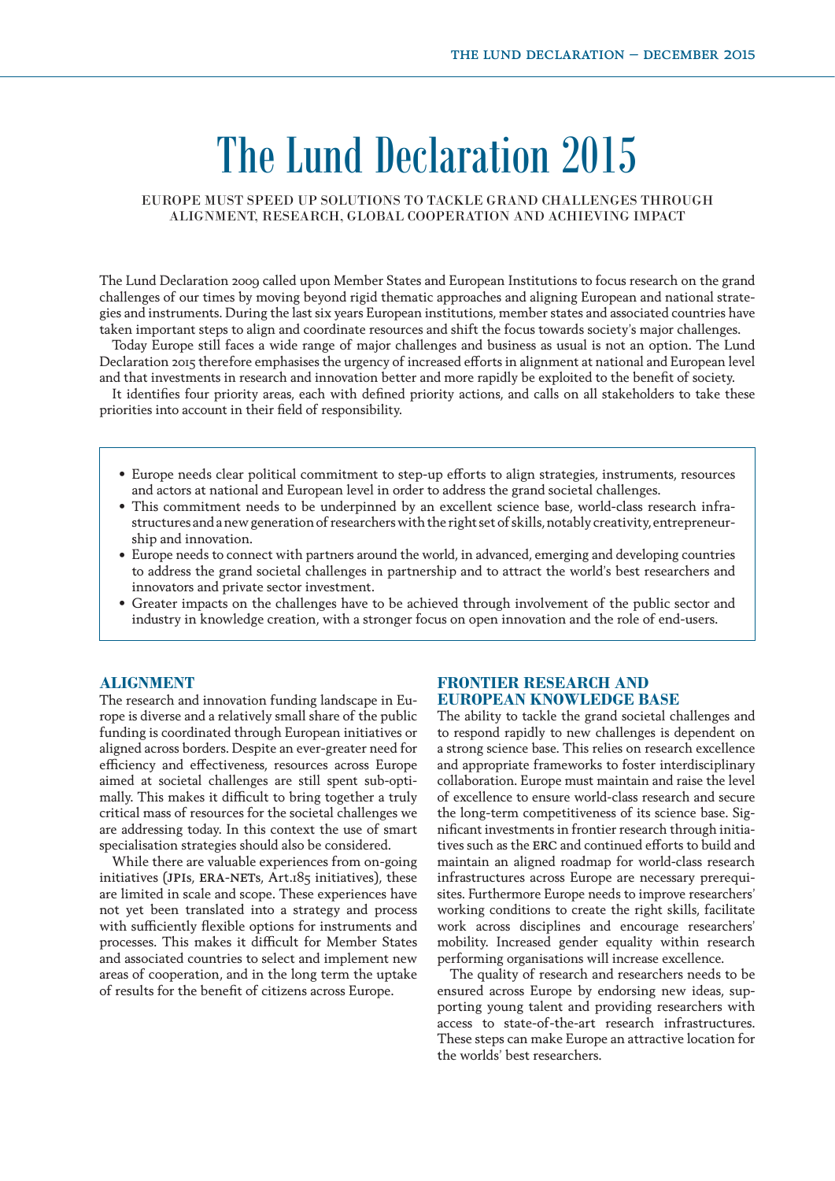# The Lund Declaration 2015

EUROPE MUST SPEED UP SOLUTIONS TO TACKLE GRAND CHALLENGES THROUGH ALIGNMENT, RESEARCH, GLOBAL COOPERATION AND ACHIEVING IMPACT

The Lund Declaration 2009 called upon Member States and European Institutions to focus research on the grand challenges of our times by moving beyond rigid thematic approaches and aligning European and national strategies and instruments. During the last six years European institutions, member states and associated countries have taken important steps to align and coordinate resources and shift the focus towards society's major challenges.

Today Europe still faces a wide range of major challenges and business as usual is not an option. The Lund Declaration 2015 therefore emphasises the urgency of increased efforts in alignment at national and European level and that investments in research and innovation better and more rapidly be exploited to the benefit of society.

It identifies four priority areas, each with defined priority actions, and calls on all stakeholders to take these priorities into account in their field of responsibility.

- Europe needs clear political commitment to step-up efforts to align strategies, instruments, resources and actors at national and European level in order to address the grand societal challenges.
- This commitment needs to be underpinned by an excellent science base, world-class research infrastructures and a new generation of researchers with the right set of skills, notably creativity, entrepreneurship and innovation.
- Europe needs to connect with partners around the world, in advanced, emerging and developing countries to address the grand societal challenges in partnership and to attract the world's best researchers and innovators and private sector investment.
- Greater impacts on the challenges have to be achieved through involvement of the public sector and industry in knowledge creation, with a stronger focus on open innovation and the role of end-users.

## ALIGNMENT

The research and innovation funding landscape in Europe is diverse and a relatively small share of the public funding is coordinated through European initiatives or aligned across borders. Despite an ever-greater need for efficiency and effectiveness, resources across Europe aimed at societal challenges are still spent sub-optimally. This makes it difficult to bring together a truly critical mass of resources for the societal challenges we are addressing today. In this context the use of smart specialisation strategies should also be considered.

While there are valuable experiences from on-going initiatives (JPIs, ERA-NETs, Art.185 initiatives), these are limited in scale and scope. These experiences have not yet been translated into a strategy and process with sufficiently flexible options for instruments and processes. This makes it difficult for Member States and associated countries to select and implement new areas of cooperation, and in the long term the uptake of results for the benefit of citizens across Europe.

## FRONTIER RESEARCH AND EUROPEAN KNOWLEDGE BASE

The ability to tackle the grand societal challenges and to respond rapidly to new challenges is dependent on a strong science base. This relies on research excellence and appropriate frameworks to foster interdisciplinary collaboration. Europe must maintain and raise the level of excellence to ensure world-class research and secure the long-term competitiveness of its science base. Significant investments in frontier research through initiatives such as the ERC and continued efforts to build and maintain an aligned roadmap for world-class research infrastructures across Europe are necessary prerequisites. Furthermore Europe needs to improve researchers' working conditions to create the right skills, facilitate work across disciplines and encourage researchers' mobility. Increased gender equality within research performing organisations will increase excellence.

The quality of research and researchers needs to be ensured across Europe by endorsing new ideas, supporting young talent and providing researchers with access to state-of-the-art research infrastructures. These steps can make Europe an attractive location for the worlds' best researchers.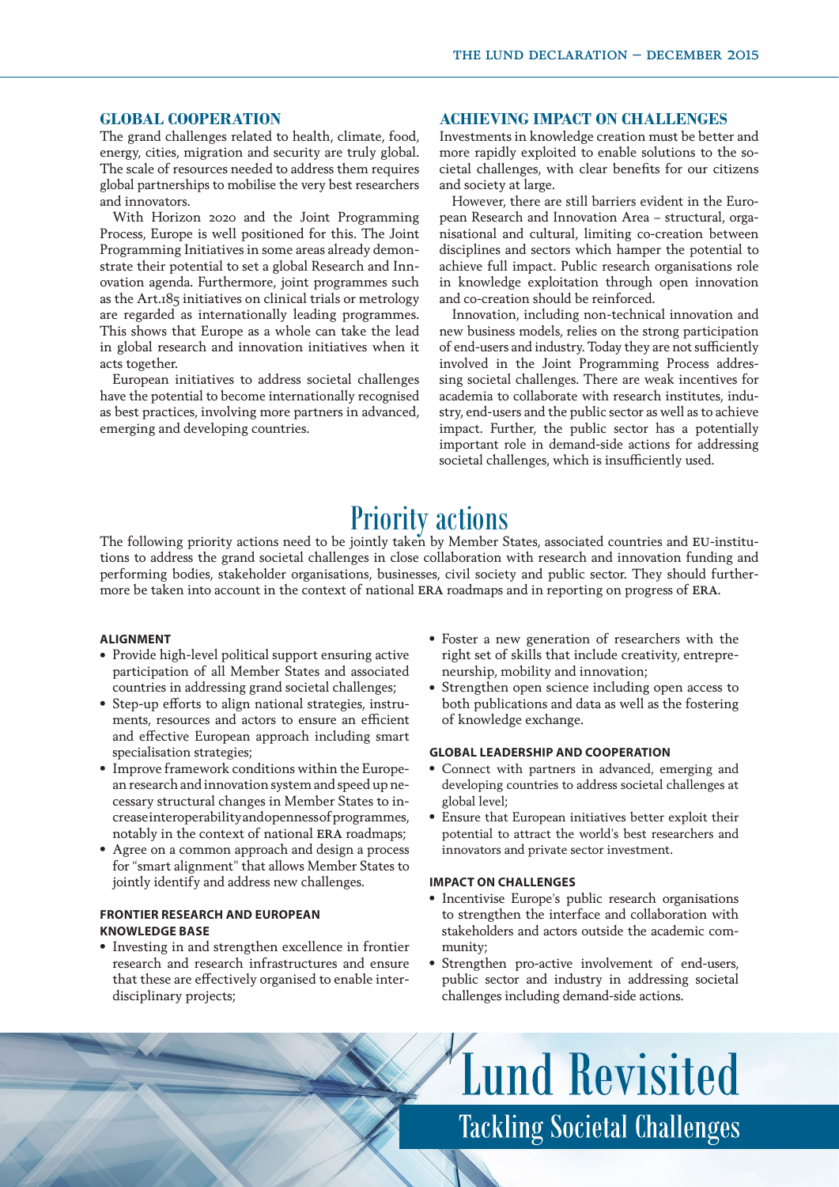## GLOBAL COOPERATION

The grand challenges related to health, climate, food, energy, cities, migration and security are truly global. The scale of resources needed to address them requires global partnerships to mobilise the very best researchers and innovators.

With Horizon 2020 and the Joint Programming Process, Europe is well positioned for this. The Joint Programming Initiatives in some areas already demonstrate their potential to set a global Research and Innovation agenda. Furthermore, joint programmes such as the Art.185 initiatives on clinical trials or metrology are regarded as internationally leading programmes. This shows that Europe as a whole can take the lead in global research and innovation initiatives when it acts together.

European initiatives to address societal challenges have the potential to become internationally recognised as best practices, involving more partners in advanced, emerging and developing countries.

## ACHIEVING IMPACT ON CHALLENGES

Investments in knowledge creation must be better and more rapidly exploited to enable solutions to the societal challenges, with clear benefits for our citizens and society at large.

However, there are still barriers evident in the European Research and Innovation Area – structural, organisational and cultural, limiting co-creation between disciplines and sectors which hamper the potential to achieve full impact. Public research organisations role in knowledge exploitation through open innovation and co-creation should be reinforced.

Innovation, including non-technical innovation and new business models, relies on the strong participation of end-users and industry. Today they are not sufficiently involved in the Joint Programming Process addressing societal challenges. There are weak incentives for academia to collaborate with research institutes, industry, end-users and the public sector as well as to achieve impact. Further, the public sector has a potentially important role in demand-side actions for addressing societal challenges, which is insufficiently used.

# Priority actions

The following priority actions need to be jointly taken by Member States, associated countries and EU-institutions to address the grand societal challenges in close collaboration with research and innovation funding and performing bodies, stakeholder organisations, businesses, civil society and public sector. They should furthermore be taken into account in the context of national ERA roadmaps and in reporting on progress of ERA.

### ALIGNMENT

- Provide high-level political support ensuring active participation of all Member States and associated countries in addressing grand societal challenges;
- Step-up efforts to align national strategies, instruments, resources and actors to ensure an efficient and effective European approach including smart specialisation strategies;
- Improve framework conditions within the European research and innovation system and speed up necessary structural changes in Member States to increase interoperability and openness of programmes, notably in the context of national ERA roadmaps;
- Agree on a common approach and design a process for "smart alignment" that allows Member States to jointly identify and address new challenges.

### FRONTIER RESEARCH AND EUROPEAN KNOWLEDGE BASE

- Investing in and strengthen excellence in frontier research and research infrastructures and ensure that these are effectively organised to enable interdisciplinary projects;
- Foster a new generation of researchers with the right set of skills that include creativity, entrepreneurship, mobility and innovation;
- Strengthen open science including open access to both publications and data as well as the fostering of knowledge exchange.

### GLOBAL LEADERSHIP AND COOPERATION

- Connect with partners in advanced, emerging and developing countries to address societal challenges at global level;
- Ensure that European initiatives better exploit their potential to attract the world's best researchers and innovators and private sector investment.

### IMPACT ON CHALLENGES

- Incentivise Europe's public research organisations to strengthen the interface and collaboration with stakeholders and actors outside the academic community;
- Strengthen pro-active involvement of end-users, public sector and industry in addressing societal challenges including demand-side actions.

Lund Revisited

Tackling Societal Challenges